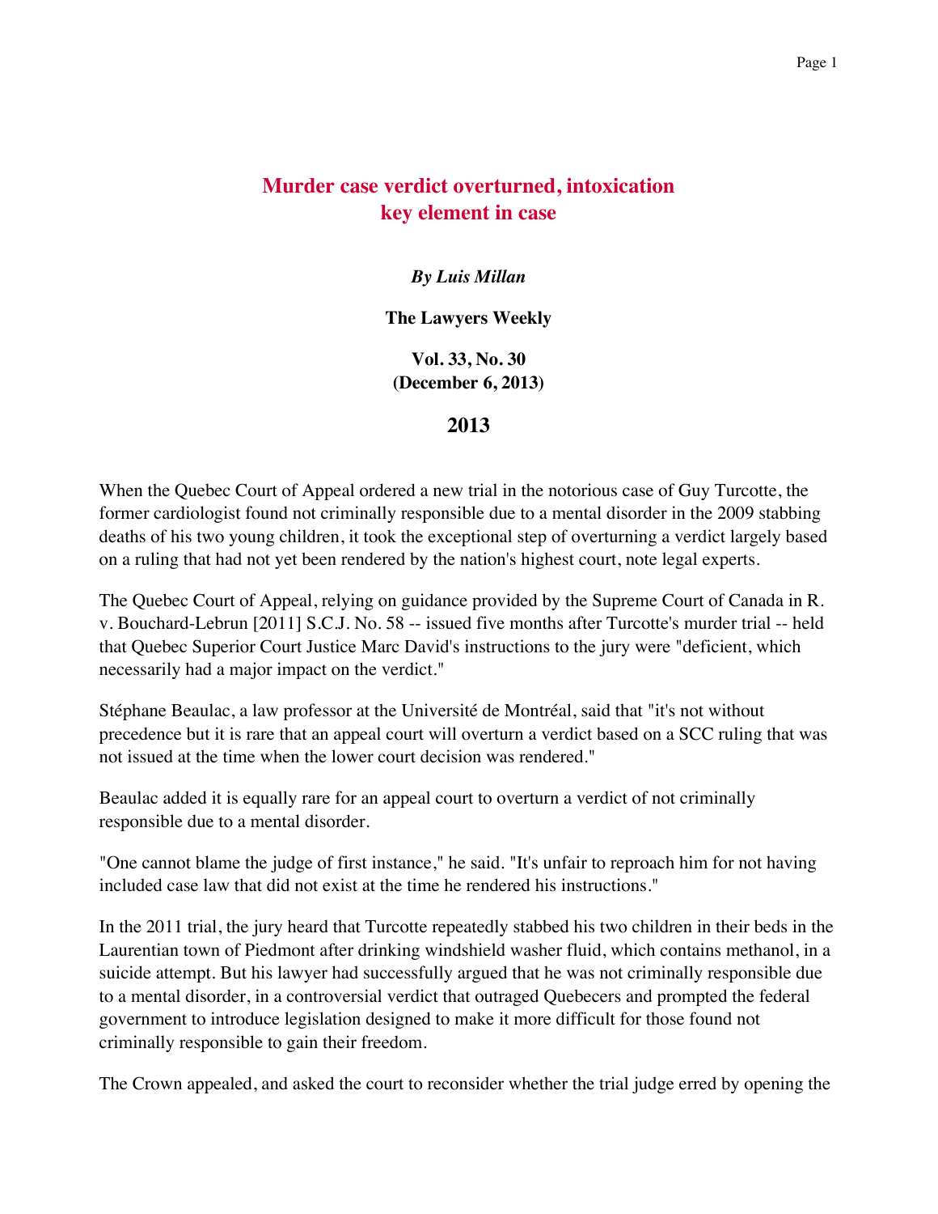# Murder case verdict overturned, intoxication key element in case

***By Luis Millan***

**The Lawyers Weekly**

**Vol. 33, No. 30**
**(December 6, 2013)**

## 2013

When the Quebec Court of Appeal ordered a new trial in the notorious case of Guy Turcotte, the former cardiologist found not criminally responsible due to a mental disorder in the 2009 stabbing deaths of his two young children, it took the exceptional step of overturning a verdict largely based on a ruling that had not yet been rendered by the nation's highest court, note legal experts.

The Quebec Court of Appeal, relying on guidance provided by the Supreme Court of Canada in R. v. Bouchard-Lebrun [2011] S.C.J. No. 58 -- issued five months after Turcotte's murder trial -- held that Quebec Superior Court Justice Marc David's instructions to the jury were "deficient, which necessarily had a major impact on the verdict."

Stéphane Beaulac, a law professor at the Université de Montréal, said that "it's not without precedence but it is rare that an appeal court will overturn a verdict based on a SCC ruling that was not issued at the time when the lower court decision was rendered."

Beaulac added it is equally rare for an appeal court to overturn a verdict of not criminally responsible due to a mental disorder.

"One cannot blame the judge of first instance," he said. "It's unfair to reproach him for not having included case law that did not exist at the time he rendered his instructions."

In the 2011 trial, the jury heard that Turcotte repeatedly stabbed his two children in their beds in the Laurentian town of Piedmont after drinking windshield washer fluid, which contains methanol, in a suicide attempt. But his lawyer had successfully argued that he was not criminally responsible due to a mental disorder, in a controversial verdict that outraged Quebecers and prompted the federal government to introduce legislation designed to make it more difficult for those found not criminally responsible to gain their freedom.

The Crown appealed, and asked the court to reconsider whether the trial judge erred by opening the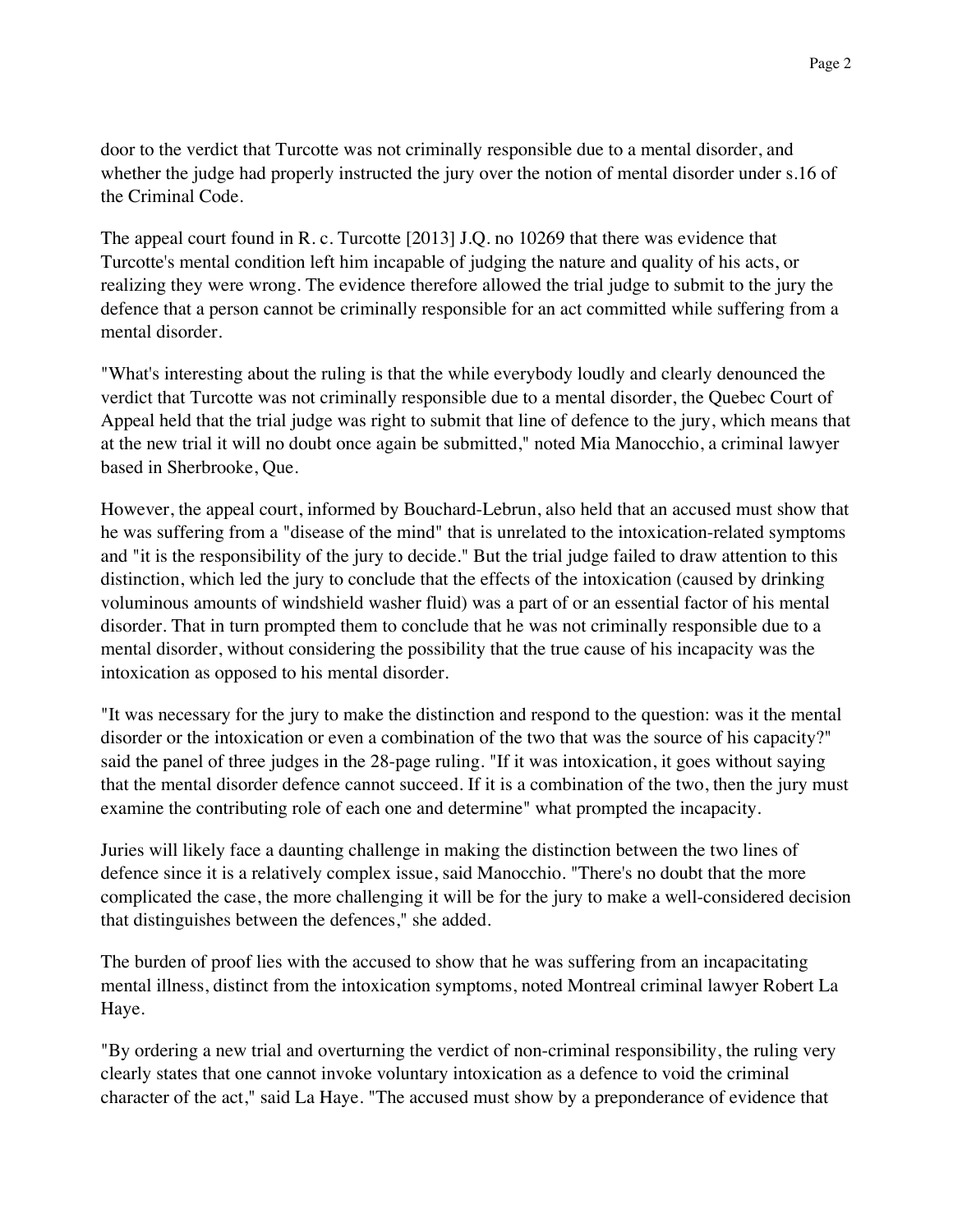door to the verdict that Turcotte was not criminally responsible due to a mental disorder, and whether the judge had properly instructed the jury over the notion of mental disorder under s.16 of the Criminal Code.

The appeal court found in R. c. Turcotte [2013] J.Q. no 10269 that there was evidence that Turcotte's mental condition left him incapable of judging the nature and quality of his acts, or realizing they were wrong. The evidence therefore allowed the trial judge to submit to the jury the defence that a person cannot be criminally responsible for an act committed while suffering from a mental disorder.

"What's interesting about the ruling is that the while everybody loudly and clearly denounced the verdict that Turcotte was not criminally responsible due to a mental disorder, the Quebec Court of Appeal held that the trial judge was right to submit that line of defence to the jury, which means that at the new trial it will no doubt once again be submitted," noted Mia Manocchio, a criminal lawyer based in Sherbrooke, Que.

However, the appeal court, informed by Bouchard-Lebrun, also held that an accused must show that he was suffering from a "disease of the mind" that is unrelated to the intoxication-related symptoms and "it is the responsibility of the jury to decide." But the trial judge failed to draw attention to this distinction, which led the jury to conclude that the effects of the intoxication (caused by drinking voluminous amounts of windshield washer fluid) was a part of or an essential factor of his mental disorder. That in turn prompted them to conclude that he was not criminally responsible due to a mental disorder, without considering the possibility that the true cause of his incapacity was the intoxication as opposed to his mental disorder.

"It was necessary for the jury to make the distinction and respond to the question: was it the mental disorder or the intoxication or even a combination of the two that was the source of his capacity?" said the panel of three judges in the 28-page ruling. "If it was intoxication, it goes without saying that the mental disorder defence cannot succeed. If it is a combination of the two, then the jury must examine the contributing role of each one and determine" what prompted the incapacity.

Juries will likely face a daunting challenge in making the distinction between the two lines of defence since it is a relatively complex issue, said Manocchio. "There's no doubt that the more complicated the case, the more challenging it will be for the jury to make a well-considered decision that distinguishes between the defences," she added.

The burden of proof lies with the accused to show that he was suffering from an incapacitating mental illness, distinct from the intoxication symptoms, noted Montreal criminal lawyer Robert La Haye.

"By ordering a new trial and overturning the verdict of non-criminal responsibility, the ruling very clearly states that one cannot invoke voluntary intoxication as a defence to void the criminal character of the act," said La Haye. "The accused must show by a preponderance of evidence that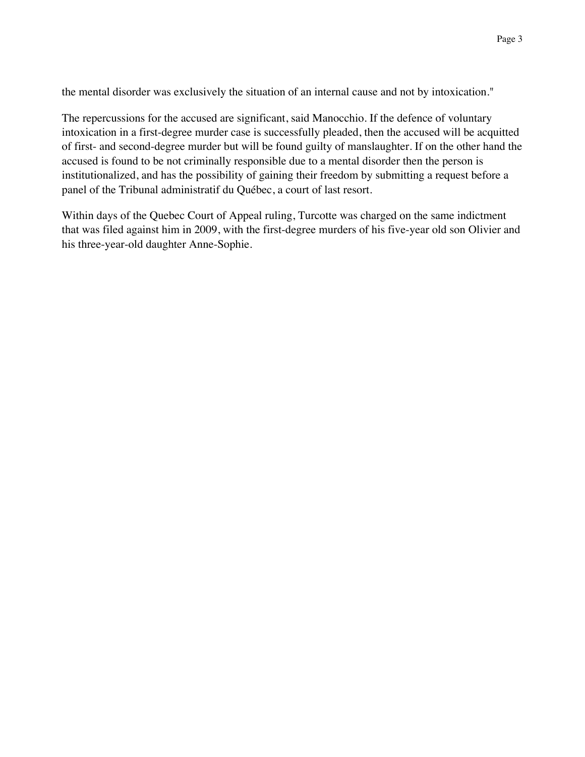the mental disorder was exclusively the situation of an internal cause and not by intoxication."

The repercussions for the accused are significant, said Manocchio. If the defence of voluntary intoxication in a first-degree murder case is successfully pleaded, then the accused will be acquitted of first- and second-degree murder but will be found guilty of manslaughter. If on the other hand the accused is found to be not criminally responsible due to a mental disorder then the person is institutionalized, and has the possibility of gaining their freedom by submitting a request before a panel of the Tribunal administratif du Québec, a court of last resort.

Within days of the Quebec Court of Appeal ruling, Turcotte was charged on the same indictment that was filed against him in 2009, with the first-degree murders of his five-year old son Olivier and his three-year-old daughter Anne-Sophie.